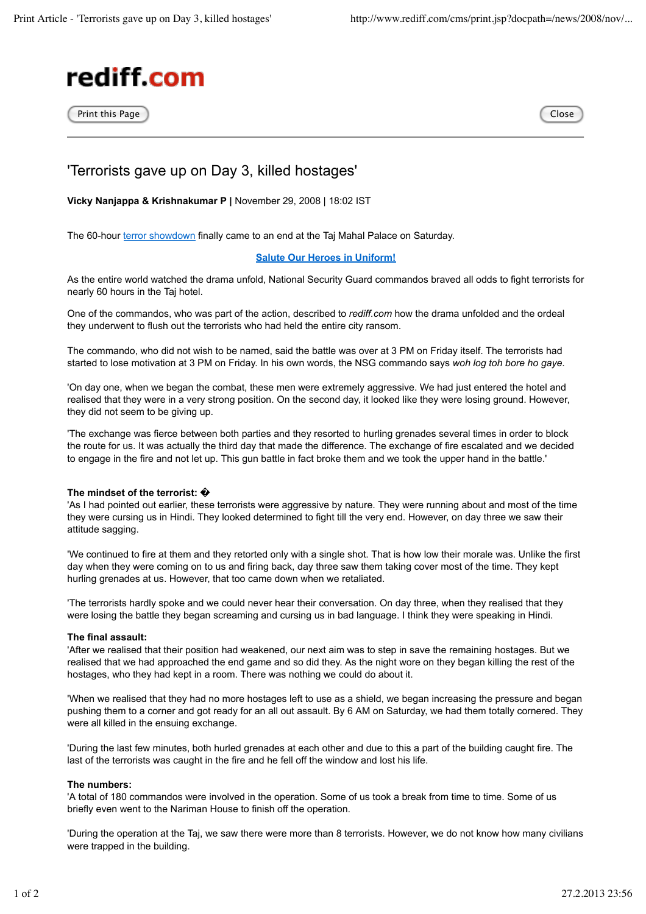rediff.com

# 'Terrorists gave up on Day 3, killed hostages'

**Vicky Nanjappa & Krishnakumar P |** November 29, 2008 | 18:02 IST

The 60-hour terror showdown finally came to an end at the Taj Mahal Palace on Saturday.

**Salute Our Heroes in Uniform!**

As the entire world watched the drama unfold, National Security Guard commandos braved all odds to fight terrorists for nearly 60 hours in the Taj hotel.

One of the commandos, who was part of the action, described to *rediff.com* how the drama unfolded and the ordeal they underwent to flush out the terrorists who had held the entire city ransom.

The commando, who did not wish to be named, said the battle was over at 3 PM on Friday itself. The terrorists had started to lose motivation at 3 PM on Friday. In his own words, the NSG commando says *woh log toh bore ho gaye*.

'On day one, when we began the combat, these men were extremely aggressive. We had just entered the hotel and realised that they were in a very strong position. On the second day, it looked like they were losing ground. However, they did not seem to be giving up.

'The exchange was fierce between both parties and they resorted to hurling grenades several times in order to block the route for us. It was actually the third day that made the difference. The exchange of fire escalated and we decided to engage in the fire and not let up. This gun battle in fact broke them and we took the upper hand in the battle.'

**The mindset of the terrorist: �**

'As I had pointed out earlier, these terrorists were aggressive by nature. They were running about and most of the time they were cursing us in Hindi. They looked determined to fight till the very end. However, on day three we saw their attitude sagging.

'We continued to fire at them and they retorted only with a single shot. That is how low their morale was. Unlike the first day when they were coming on to us and firing back, day three saw them taking cover most of the time. They kept hurling grenades at us. However, that too came down when we retaliated.

'The terrorists hardly spoke and we could never hear their conversation. On day three, when they realised that they were losing the battle they began screaming and cursing us in bad language. I think they were speaking in Hindi.

**The final assault:**

'After we realised that their position had weakened, our next aim was to step in save the remaining hostages. But we realised that we had approached the end game and so did they. As the night wore on they began killing the rest of the hostages, who they had kept in a room. There was nothing we could do about it.

'When we realised that they had no more hostages left to use as a shield, we began increasing the pressure and began pushing them to a corner and got ready for an all out assault. By 6 AM on Saturday, we had them totally cornered. They were all killed in the ensuing exchange.

'During the last few minutes, both hurled grenades at each other and due to this a part of the building caught fire. The last of the terrorists was caught in the fire and he fell off the window and lost his life.

**The numbers:**

'A total of 180 commandos were involved in the operation. Some of us took a break from time to time. Some of us briefly even went to the Nariman House to finish off the operation.

'During the operation at the Taj, we saw there were more than 8 terrorists. However, we do not know how many civilians were trapped in the building.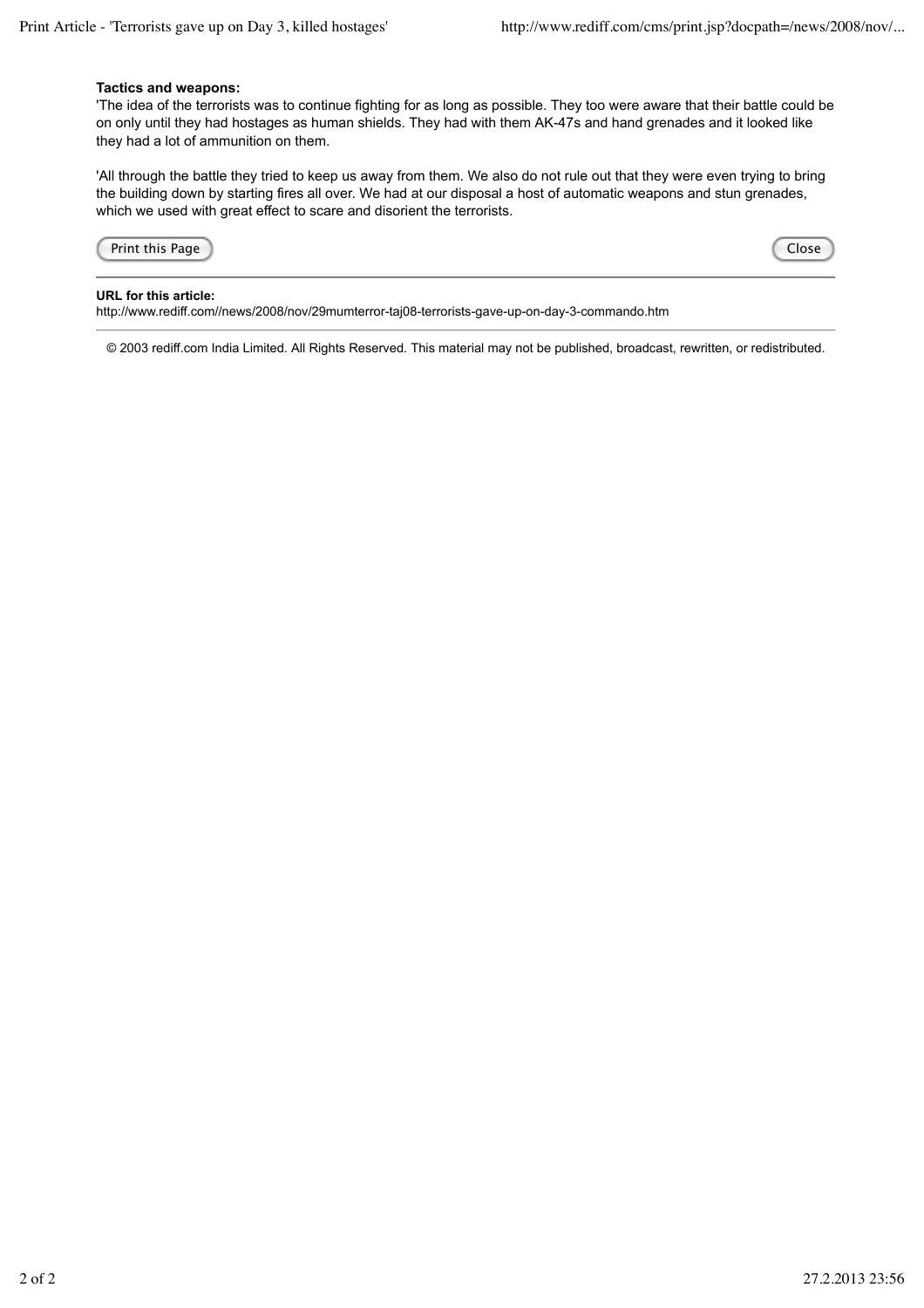**Tactics and weapons:**

'The idea of the terrorists was to continue fighting for as long as possible. They too were aware that their battle could be on only until they had hostages as human shields. They had with them AK-47s and hand grenades and it looked like they had a lot of ammunition on them.

'All through the battle they tried to keep us away from them. We also do not rule out that they were even trying to bring the building down by starting fires all over. We had at our disposal a host of automatic weapons and stun grenades, which we used with great effect to scare and disorient the terrorists.

Print this Page

Close

---

**URL for this article:**

http://www.rediff.com//news/2008/nov/29mumterror-taj08-terrorists-gave-up-on-day-3-commando.htm

---

© 2003 rediff.com India Limited. All Rights Reserved. This material may not be published, broadcast, rewritten, or redistributed.